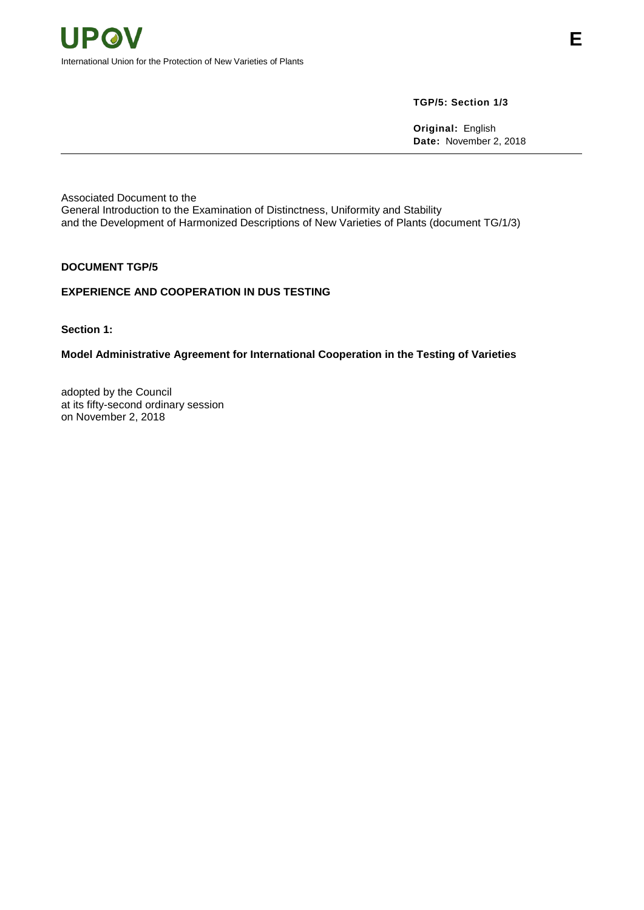UPOV

International Union for the Protection of New Varieties of Plants

E

**TGP/5: Section 1/3**

**Original:** English
**Date:** November 2, 2018

Associated Document to the
General Introduction to the Examination of Distinctness, Uniformity and Stability
and the Development of Harmonized Descriptions of New Varieties of Plants (document TG/1/3)

**DOCUMENT TGP/5**

**EXPERIENCE AND COOPERATION IN DUS TESTING**

**Section 1:**

**Model Administrative Agreement for International Cooperation in the Testing of Varieties**

adopted by the Council
at its fifty-second ordinary session
on November 2, 2018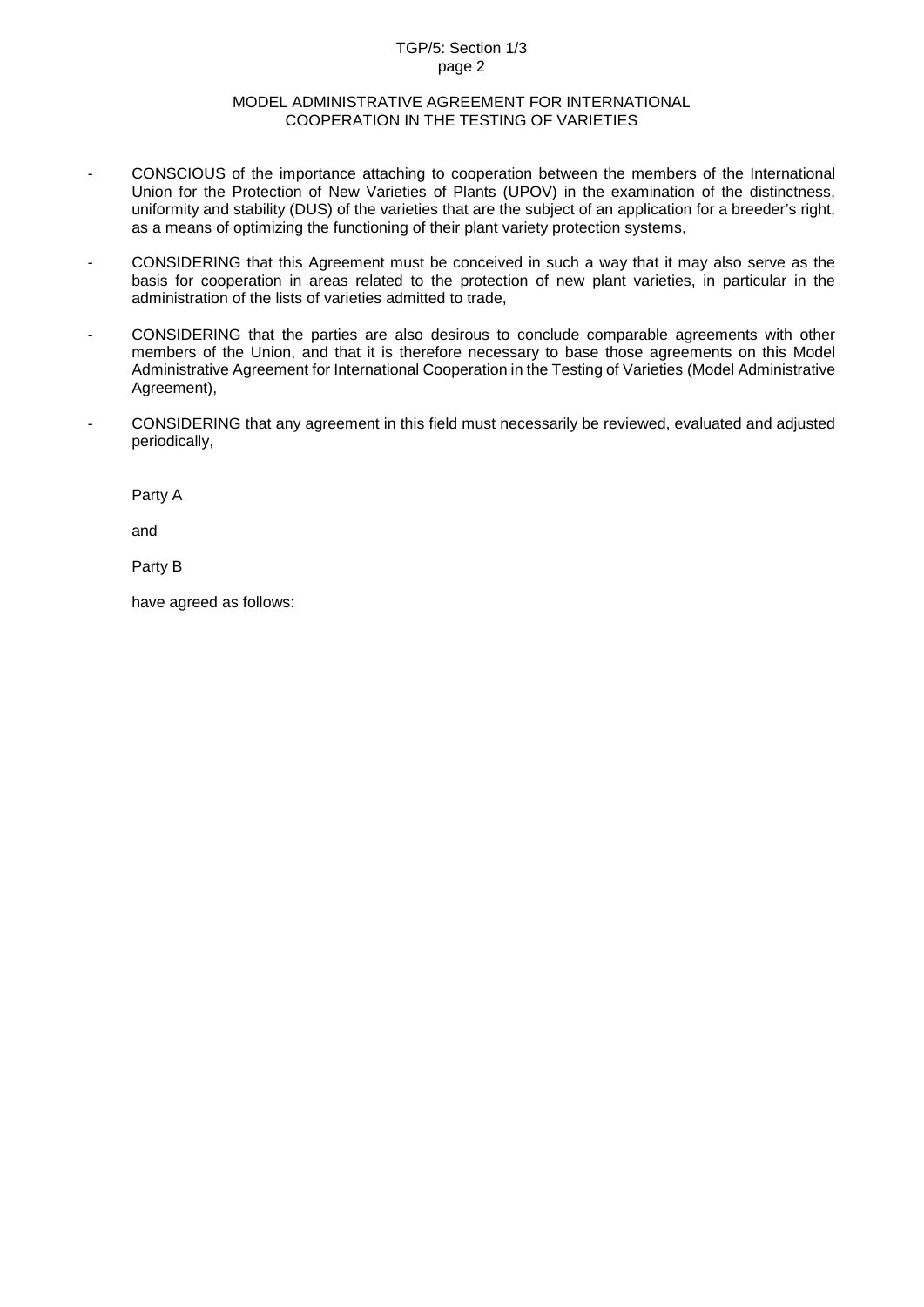## MODEL ADMINISTRATIVE AGREEMENT FOR INTERNATIONAL COOPERATION IN THE TESTING OF VARIETIES

- CONSCIOUS of the importance attaching to cooperation between the members of the International Union for the Protection of New Varieties of Plants (UPOV) in the examination of the distinctness, uniformity and stability (DUS) of the varieties that are the subject of an application for a breeder's right, as a means of optimizing the functioning of their plant variety protection systems,

- CONSIDERING that this Agreement must be conceived in such a way that it may also serve as the basis for cooperation in areas related to the protection of new plant varieties, in particular in the administration of the lists of varieties admitted to trade,

- CONSIDERING that the parties are also desirous to conclude comparable agreements with other members of the Union, and that it is therefore necessary to base those agreements on this Model Administrative Agreement for International Cooperation in the Testing of Varieties (Model Administrative Agreement),

- CONSIDERING that any agreement in this field must necessarily be reviewed, evaluated and adjusted periodically,

Party A

and

Party B

have agreed as follows: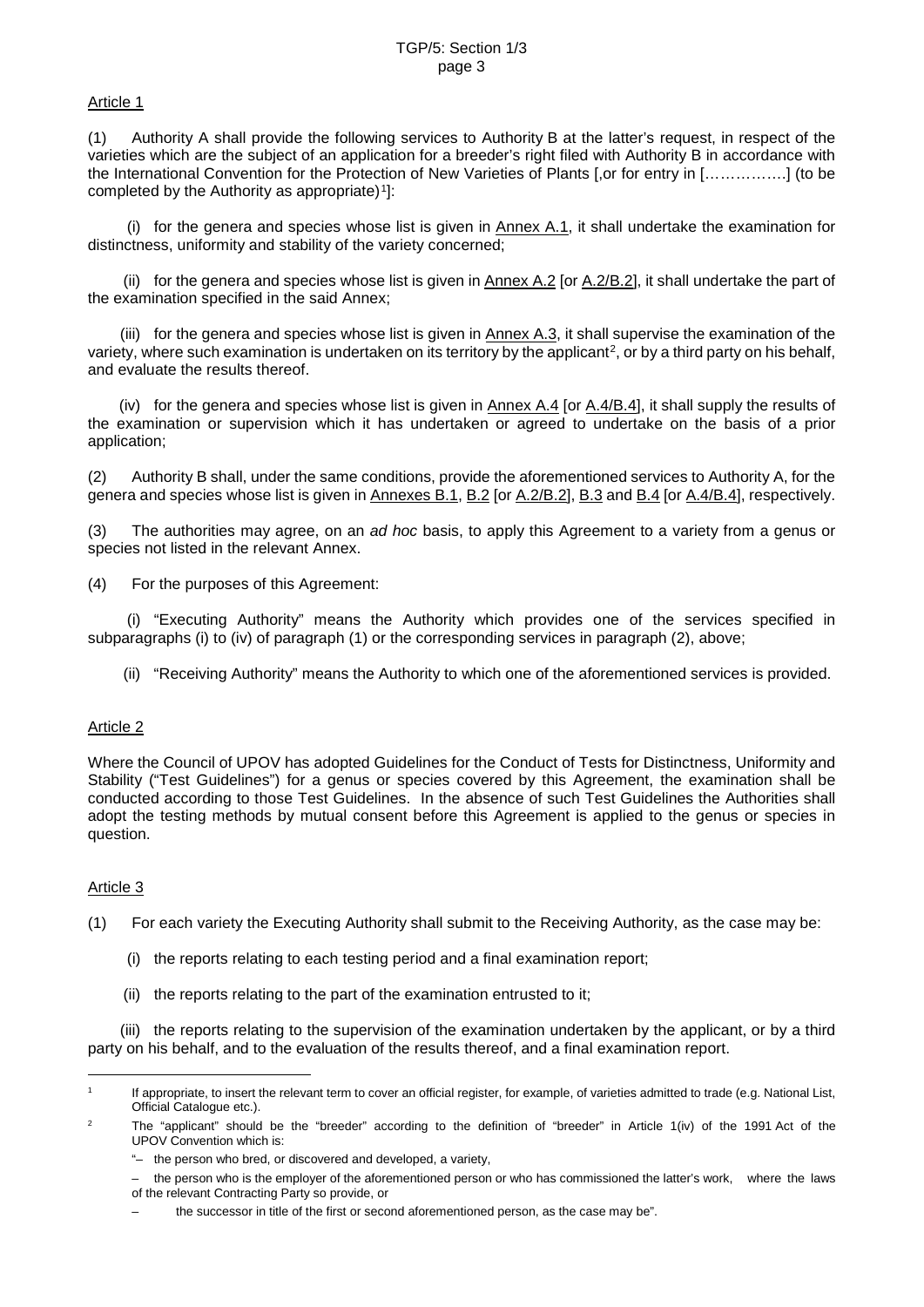Article 1

(1) Authority A shall provide the following services to Authority B at the latter's request, in respect of the varieties which are the subject of an application for a breeder's right filed with Authority B in accordance with the International Convention for the Protection of New Varieties of Plants [,or for entry in […………….] (to be completed by the Authority as appropriate)[1]]:

(i) for the genera and species whose list is given in Annex A.1, it shall undertake the examination for distinctness, uniformity and stability of the variety concerned;

(ii) for the genera and species whose list is given in Annex A.2 [or A.2/B.2], it shall undertake the part of the examination specified in the said Annex;

(iii) for the genera and species whose list is given in Annex A.3, it shall supervise the examination of the variety, where such examination is undertaken on its territory by the applicant[2], or by a third party on his behalf, and evaluate the results thereof.

(iv) for the genera and species whose list is given in Annex A.4 [or A.4/B.4], it shall supply the results of the examination or supervision which it has undertaken or agreed to undertake on the basis of a prior application;

(2) Authority B shall, under the same conditions, provide the aforementioned services to Authority A, for the genera and species whose list is given in Annexes B.1, B.2 [or A.2/B.2], B.3 and B.4 [or A.4/B.4], respectively.

(3) The authorities may agree, on an *ad hoc* basis, to apply this Agreement to a variety from a genus or species not listed in the relevant Annex.

(4) For the purposes of this Agreement:

(i) "Executing Authority" means the Authority which provides one of the services specified in subparagraphs (i) to (iv) of paragraph (1) or the corresponding services in paragraph (2), above;

(ii) "Receiving Authority" means the Authority to which one of the aforementioned services is provided.

Article 2

Where the Council of UPOV has adopted Guidelines for the Conduct of Tests for Distinctness, Uniformity and Stability ("Test Guidelines") for a genus or species covered by this Agreement, the examination shall be conducted according to those Test Guidelines. In the absence of such Test Guidelines the Authorities shall adopt the testing methods by mutual consent before this Agreement is applied to the genus or species in question.

Article 3

(1) For each variety the Executing Authority shall submit to the Receiving Authority, as the case may be:

(i) the reports relating to each testing period and a final examination report;

(ii) the reports relating to the part of the examination entrusted to it;

(iii) the reports relating to the supervision of the examination undertaken by the applicant, or by a third party on his behalf, and to the evaluation of the results thereof, and a final examination report.

---

[1] If appropriate, to insert the relevant term to cover an official register, for example, of varieties admitted to trade (e.g. National List, Official Catalogue etc.).

[2] The "applicant" should be the "breeder" according to the definition of "breeder" in Article 1(iv) of the 1991 Act of the UPOV Convention which is:

"– the person who bred, or discovered and developed, a variety,

– the person who is the employer of the aforementioned person or who has commissioned the latter's work, where the laws of the relevant Contracting Party so provide, or

– the successor in title of the first or second aforementioned person, as the case may be".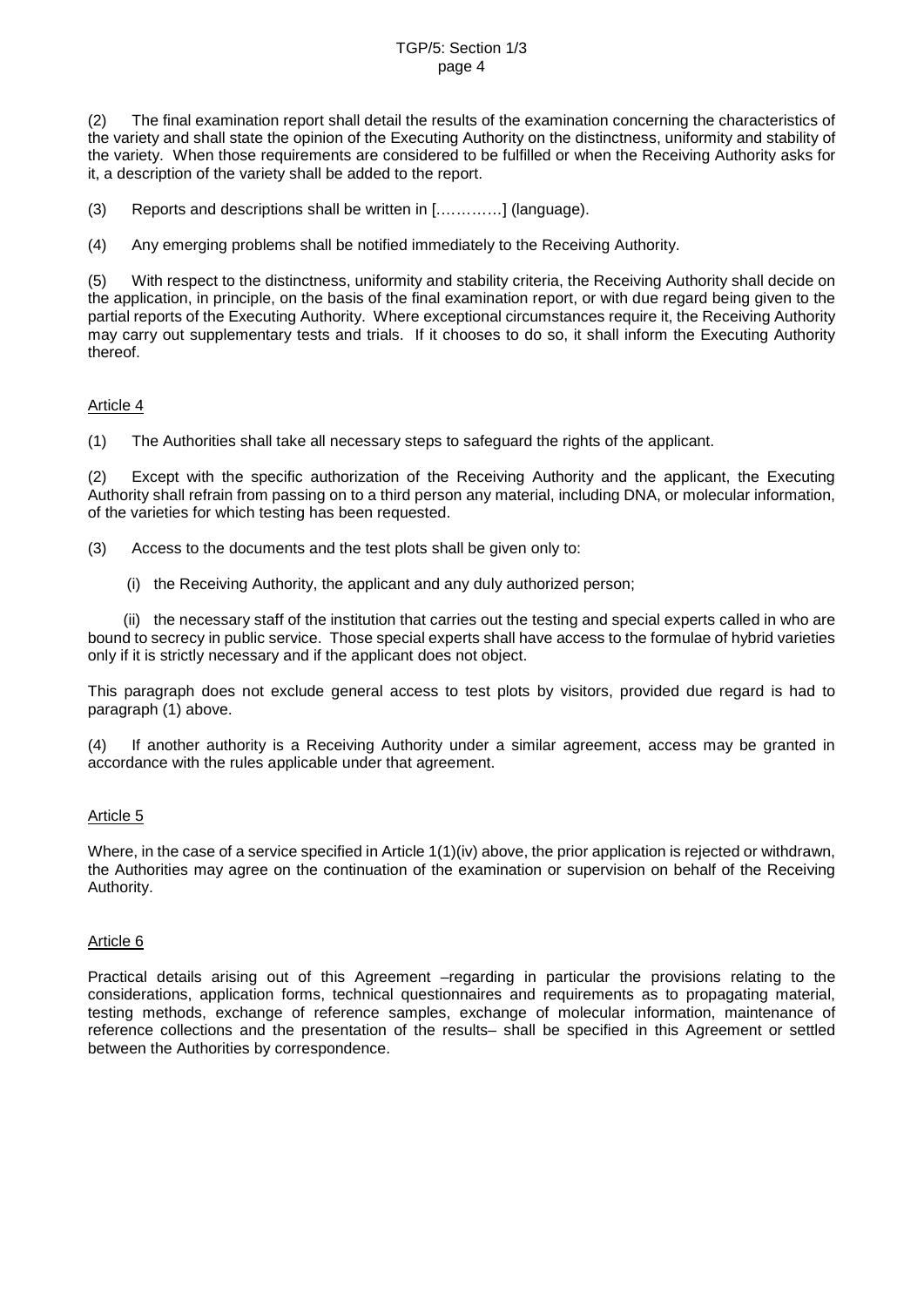(2) The final examination report shall detail the results of the examination concerning the characteristics of the variety and shall state the opinion of the Executing Authority on the distinctness, uniformity and stability of the variety. When those requirements are considered to be fulfilled or when the Receiving Authority asks for it, a description of the variety shall be added to the report.

(3) Reports and descriptions shall be written in […………] (language).

(4) Any emerging problems shall be notified immediately to the Receiving Authority.

(5) With respect to the distinctness, uniformity and stability criteria, the Receiving Authority shall decide on the application, in principle, on the basis of the final examination report, or with due regard being given to the partial reports of the Executing Authority. Where exceptional circumstances require it, the Receiving Authority may carry out supplementary tests and trials. If it chooses to do so, it shall inform the Executing Authority thereof.

Article 4

(1) The Authorities shall take all necessary steps to safeguard the rights of the applicant.

(2) Except with the specific authorization of the Receiving Authority and the applicant, the Executing Authority shall refrain from passing on to a third person any material, including DNA, or molecular information, of the varieties for which testing has been requested.

(3) Access to the documents and the test plots shall be given only to:

(i) the Receiving Authority, the applicant and any duly authorized person;

(ii) the necessary staff of the institution that carries out the testing and special experts called in who are bound to secrecy in public service. Those special experts shall have access to the formulae of hybrid varieties only if it is strictly necessary and if the applicant does not object.

This paragraph does not exclude general access to test plots by visitors, provided due regard is had to paragraph (1) above.

(4) If another authority is a Receiving Authority under a similar agreement, access may be granted in accordance with the rules applicable under that agreement.

Article 5

Where, in the case of a service specified in Article 1(1)(iv) above, the prior application is rejected or withdrawn, the Authorities may agree on the continuation of the examination or supervision on behalf of the Receiving Authority.

Article 6

Practical details arising out of this Agreement –regarding in particular the provisions relating to the considerations, application forms, technical questionnaires and requirements as to propagating material, testing methods, exchange of reference samples, exchange of molecular information, maintenance of reference collections and the presentation of the results– shall be specified in this Agreement or settled between the Authorities by correspondence.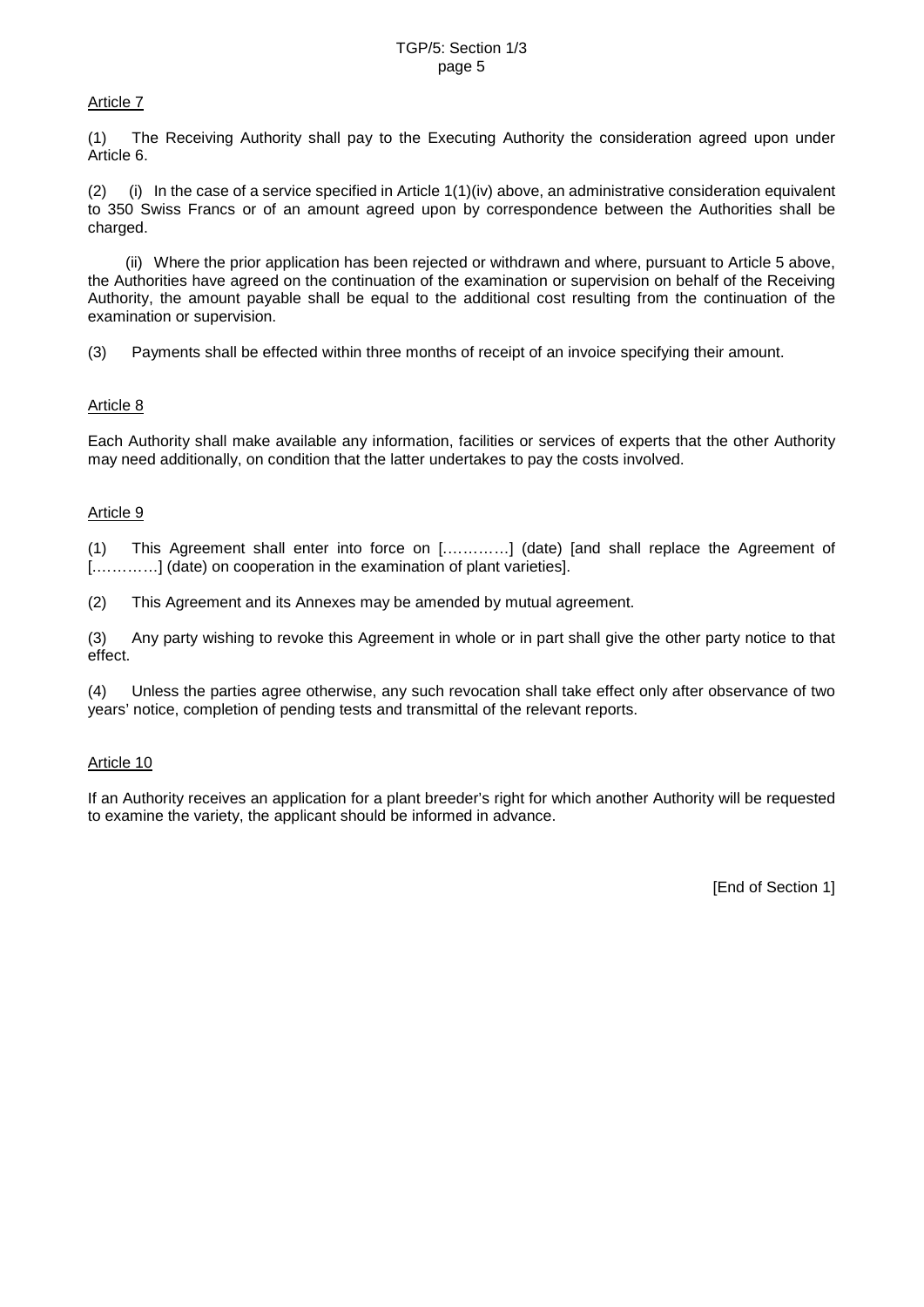Article 7

(1) The Receiving Authority shall pay to the Executing Authority the consideration agreed upon under Article 6.

(2) (i) In the case of a service specified in Article 1(1)(iv) above, an administrative consideration equivalent to 350 Swiss Francs or of an amount agreed upon by correspondence between the Authorities shall be charged.

(ii) Where the prior application has been rejected or withdrawn and where, pursuant to Article 5 above, the Authorities have agreed on the continuation of the examination or supervision on behalf of the Receiving Authority, the amount payable shall be equal to the additional cost resulting from the continuation of the examination or supervision.

(3) Payments shall be effected within three months of receipt of an invoice specifying their amount.

Article 8

Each Authority shall make available any information, facilities or services of experts that the other Authority may need additionally, on condition that the latter undertakes to pay the costs involved.

Article 9

(1) This Agreement shall enter into force on […………] (date) [and shall replace the Agreement of […………] (date) on cooperation in the examination of plant varieties].

(2) This Agreement and its Annexes may be amended by mutual agreement.

(3) Any party wishing to revoke this Agreement in whole or in part shall give the other party notice to that effect.

(4) Unless the parties agree otherwise, any such revocation shall take effect only after observance of two years' notice, completion of pending tests and transmittal of the relevant reports.

Article 10

If an Authority receives an application for a plant breeder's right for which another Authority will be requested to examine the variety, the applicant should be informed in advance.

[End of Section 1]